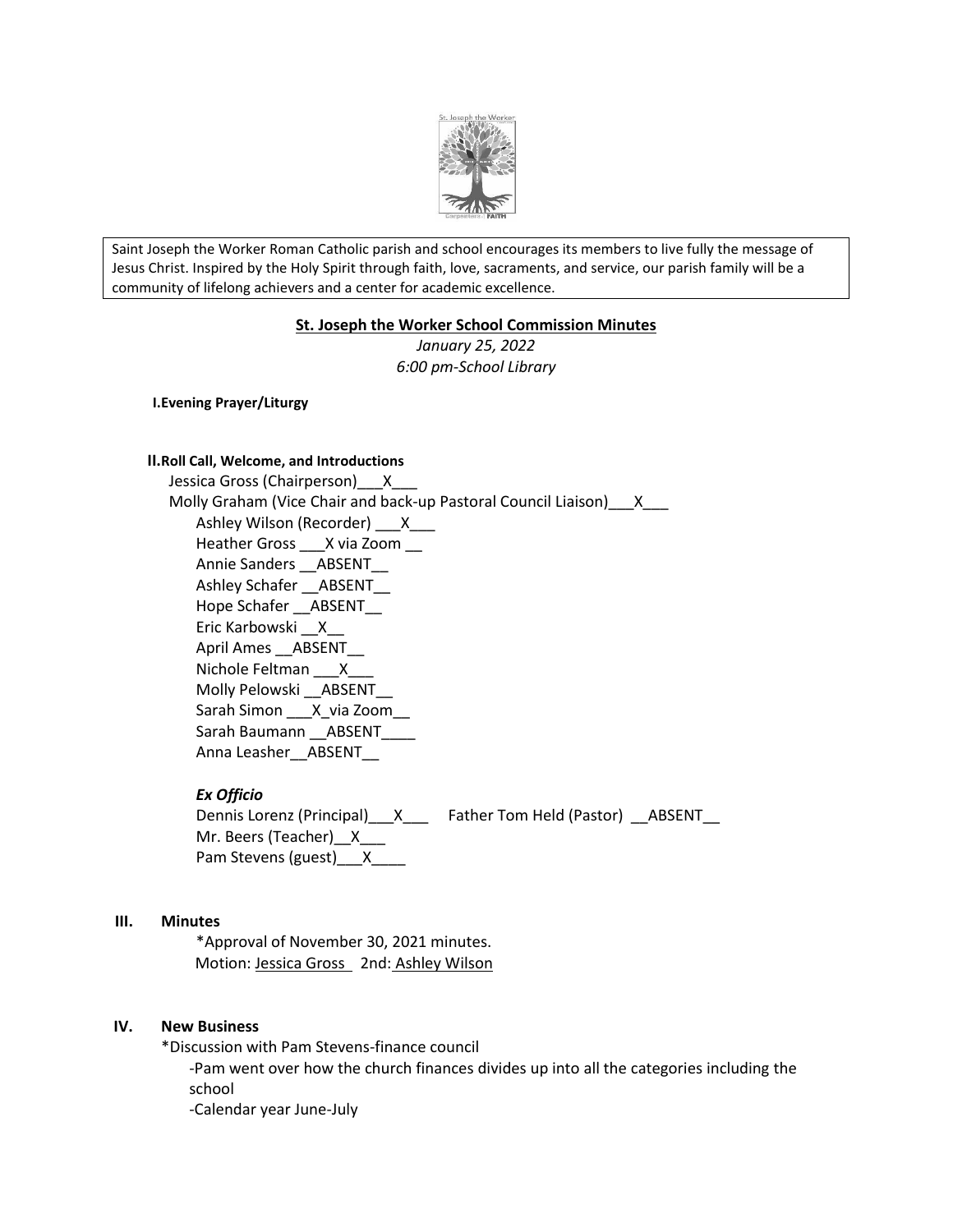Saint Joseph the Worker Roman Catholic parish and school encourages its members to live fully the message of Jesus Christ. Inspired by the Holy Spirit through faith, love, sacraments, and service, our parish family will be a community of lifelong achievers and a center for academic excellence.

## St. Joseph the Worker School Commission Minutes

*January 25, 2022*
*6:00 pm-School Library*

**I. Evening Prayer/Liturgy**

**II. Roll Call, Welcome, and Introductions**

Jessica Gross (Chairperson)___X___
Molly Graham (Vice Chair and back-up Pastoral Council Liaison)___X___
Ashley Wilson (Recorder) ___X___
Heather Gross ___X via Zoom __
Annie Sanders __ABSENT__
Ashley Schafer __ABSENT__
Hope Schafer __ABSENT__
Eric Karbowski __X__
April Ames __ABSENT__
Nichole Feltman ___X___
Molly Pelowski __ABSENT__
Sarah Simon ___X_via Zoom__
Sarah Baumann __ABSENT____
Anna Leasher__ABSENT__

***Ex Officio***

Dennis Lorenz (Principal)___X___ Father Tom Held (Pastor) __ABSENT__
Mr. Beers (Teacher)__X___
Pam Stevens (guest)___X____

**III. Minutes**

*Approval of November 30, 2021 minutes.
Motion: Jessica Gross 2nd: Ashley Wilson

**IV. New Business**

*Discussion with Pam Stevens-finance council

- -Pam went over how the church finances divides up into all the categories including the school
- -Calendar year June-July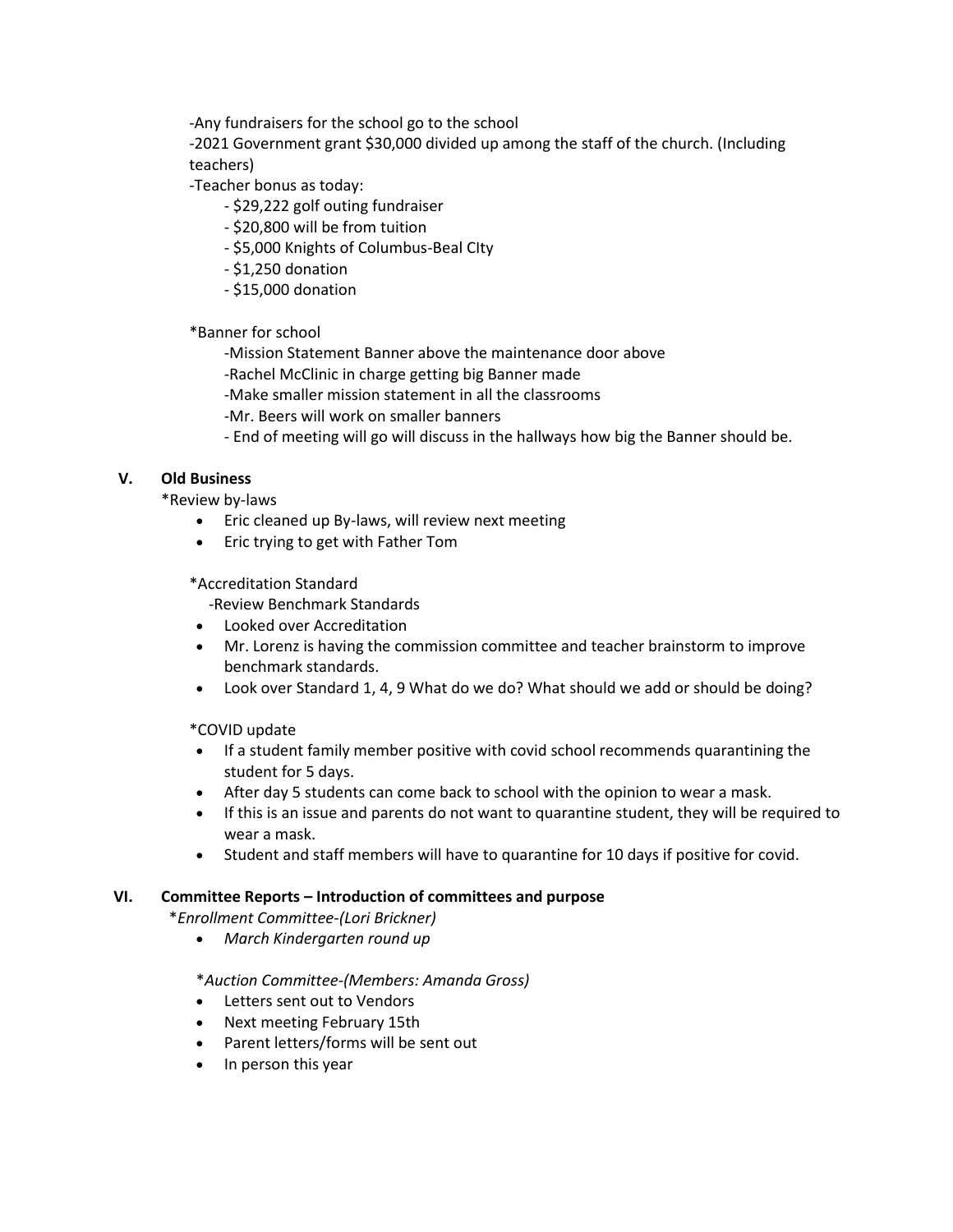-Any fundraisers for the school go to the school

-2021 Government grant $30,000 divided up among the staff of the church. (Including teachers)

-Teacher bonus as today:

- $29,222 golf outing fundraiser
- $20,800 will be from tuition
- $5,000 Knights of Columbus-Beal CIty
- $1,250 donation
- $15,000 donation

*Banner for school

-Mission Statement Banner above the maintenance door above

-Rachel McClinic in charge getting big Banner made

-Make smaller mission statement in all the classrooms

-Mr. Beers will work on smaller banners

- End of meeting will go will discuss in the hallways how big the Banner should be.

## V. Old Business

*Review by-laws

- Eric cleaned up By-laws, will review next meeting
- Eric trying to get with Father Tom

*Accreditation Standard

-Review Benchmark Standards

- Looked over Accreditation
- Mr. Lorenz is having the commission committee and teacher brainstorm to improve benchmark standards.
- Look over Standard 1, 4, 9 What do we do? What should we add or should be doing?

*COVID update

- If a student family member positive with covid school recommends quarantining the student for 5 days.
- After day 5 students can come back to school with the opinion to wear a mask.
- If this is an issue and parents do not want to quarantine student, they will be required to wear a mask.
- Student and staff members will have to quarantine for 10 days if positive for covid.

## VI. Committee Reports – Introduction of committees and purpose

*\*Enrollment Committee-(Lori Brickner)*

- *March Kindergarten round up*

*\*Auction Committee-(Members: Amanda Gross)*

- Letters sent out to Vendors
- Next meeting February 15th
- Parent letters/forms will be sent out
- In person this year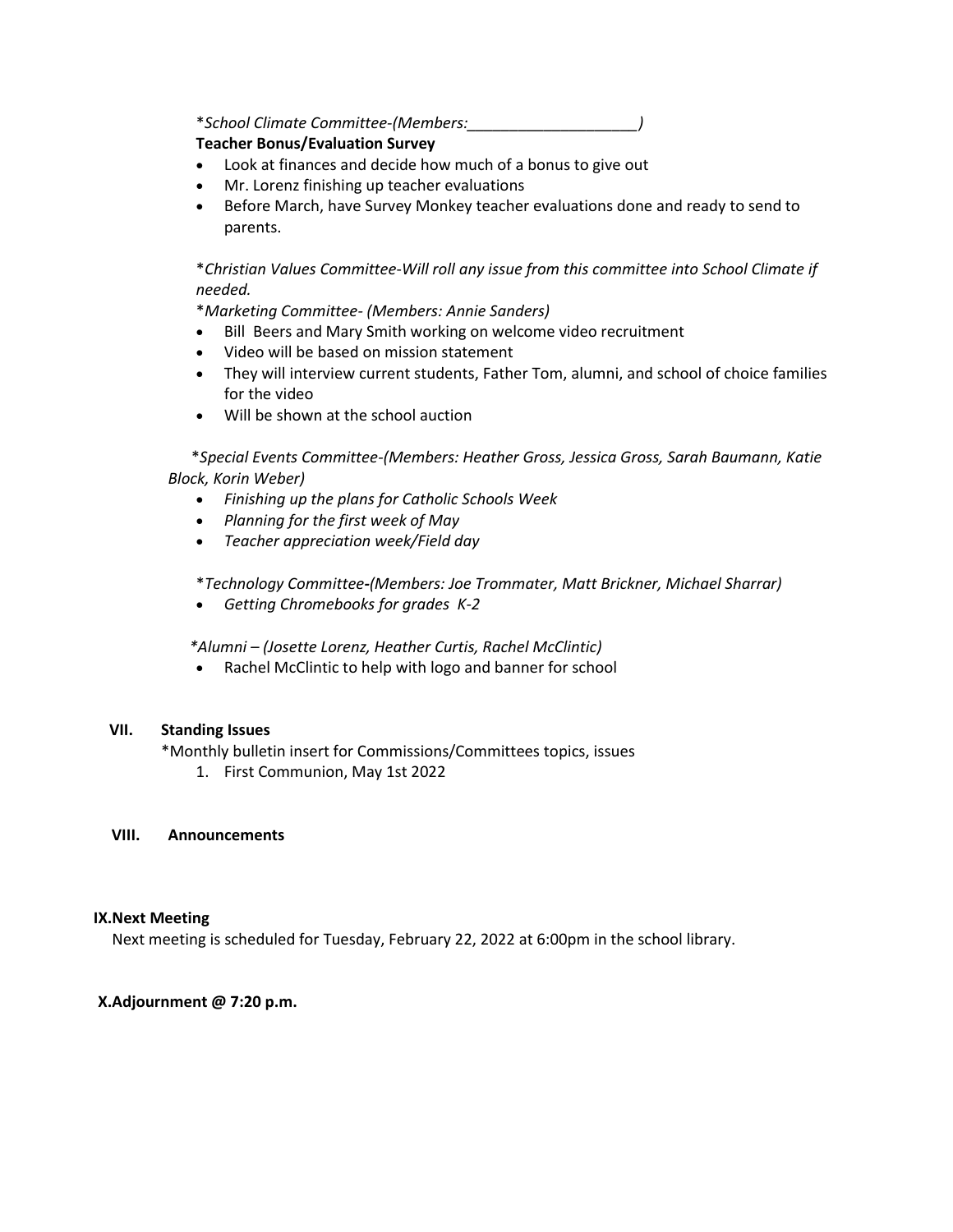**School Climate Committee-(Members:____________________)*

**Teacher Bonus/Evaluation Survey**

- Look at finances and decide how much of a bonus to give out
- Mr. Lorenz finishing up teacher evaluations
- Before March, have Survey Monkey teacher evaluations done and ready to send to parents.

**Christian Values Committee-Will roll any issue from this committee into School Climate if needed.*

**Marketing Committee- (Members: Annie Sanders)*

- Bill Beers and Mary Smith working on welcome video recruitment
- Video will be based on mission statement
- They will interview current students, Father Tom, alumni, and school of choice families for the video
- Will be shown at the school auction

**Special Events Committee-(Members: Heather Gross, Jessica Gross, Sarah Baumann, Katie Block, Korin Weber)*

- *Finishing up the plans for Catholic Schools Week*
- *Planning for the first week of May*
- *Teacher appreciation week/Field day*

**Technology Committee-(Members: Joe Trommater, Matt Brickner, Michael Sharrar)*

- *Getting Chromebooks for grades K-2*

**Alumni – (Josette Lorenz, Heather Curtis, Rachel McClintic)*

- Rachel McClintic to help with logo and banner for school

## VII. Standing Issues

*Monthly bulletin insert for Commissions/Committees topics, issues

1. First Communion, May 1st 2022

## VIII. Announcements

## IX. Next Meeting

Next meeting is scheduled for Tuesday, February 22, 2022 at 6:00pm in the school library.

## X. Adjournment @ 7:20 p.m.